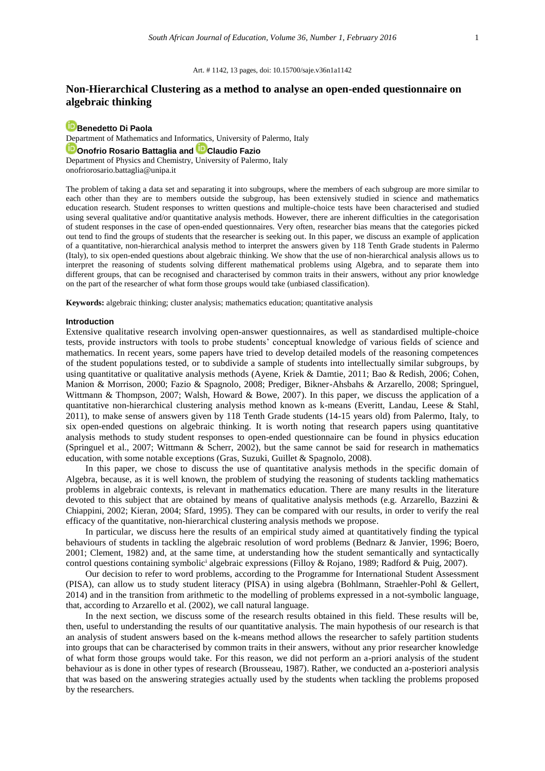Art. # 1142, 13 pages, doi: 10.15700/saje.v36n1a1142

# Non-Hierarchical Clustering as a method to analyse an open-ended questionnaire on algebraic thinking

**Benedetto Di Paola**

Department of Mathematics and Informatics, University of Palermo, Italy

**Onofrio Rosario Battaglia and Claudio Fazio**

Department of Physics and Chemistry, University of Palermo, Italy

onofriorosario.battaglia@unipa.it

The problem of taking a data set and separating it into subgroups, where the members of each subgroup are more similar to each other than they are to members outside the subgroup, has been extensively studied in science and mathematics education research. Student responses to written questions and multiple-choice tests have been characterised and studied using several qualitative and/or quantitative analysis methods. However, there are inherent difficulties in the categorisation of student responses in the case of open-ended questionnaires. Very often, researcher bias means that the categories picked out tend to find the groups of students that the researcher is seeking out. In this paper, we discuss an example of application of a quantitative, non-hierarchical analysis method to interpret the answers given by 118 Tenth Grade students in Palermo (Italy), to six open-ended questions about algebraic thinking. We show that the use of non-hierarchical analysis allows us to interpret the reasoning of students solving different mathematical problems using Algebra, and to separate them into different groups, that can be recognised and characterised by common traits in their answers, without any prior knowledge on the part of the researcher of what form those groups would take (unbiased classification).

**Keywords:** algebraic thinking; cluster analysis; mathematics education; quantitative analysis

## Introduction

Extensive qualitative research involving open-answer questionnaires, as well as standardised multiple-choice tests, provide instructors with tools to probe students' conceptual knowledge of various fields of science and mathematics. In recent years, some papers have tried to develop detailed models of the reasoning competences of the student populations tested, or to subdivide a sample of students into intellectually similar subgroups, by using quantitative or qualitative analysis methods (Ayene, Kriek & Damtie, 2011; Bao & Redish, 2006; Cohen, Manion & Morrison, 2000; Fazio & Spagnolo, 2008; Prediger, Bikner-Ahsbahs & Arzarello, 2008; Springuel, Wittmann & Thompson, 2007; Walsh, Howard & Bowe, 2007). In this paper, we discuss the application of a quantitative non-hierarchical clustering analysis method known as k-means (Everitt, Landau, Leese & Stahl, 2011), to make sense of answers given by 118 Tenth Grade students (14-15 years old) from Palermo, Italy, to six open-ended questions on algebraic thinking. It is worth noting that research papers using quantitative analysis methods to study student responses to open-ended questionnaire can be found in physics education (Springuel et al., 2007; Wittmann & Scherr, 2002), but the same cannot be said for research in mathematics education, with some notable exceptions (Gras, Suzuki, Guillet & Spagnolo, 2008).

In this paper, we chose to discuss the use of quantitative analysis methods in the specific domain of Algebra, because, as it is well known, the problem of studying the reasoning of students tackling mathematics problems in algebraic contexts, is relevant in mathematics education. There are many results in the literature devoted to this subject that are obtained by means of qualitative analysis methods (e.g. Arzarello, Bazzini & Chiappini, 2002; Kieran, 2004; Sfard, 1995). They can be compared with our results, in order to verify the real efficacy of the quantitative, non-hierarchical clustering analysis methods we propose.

In particular, we discuss here the results of an empirical study aimed at quantitatively finding the typical behaviours of students in tackling the algebraic resolution of word problems (Bednarz & Janvier, 1996; Boero, 2001; Clement, 1982) and, at the same time, at understanding how the student semantically and syntactically control questions containing symbolic[i] algebraic expressions (Filloy & Rojano, 1989; Radford & Puig, 2007).

Our decision to refer to word problems, according to the Programme for International Student Assessment (PISA), can allow us to study student literacy (PISA) in using algebra (Bohlmann, Straehler-Pohl & Gellert, 2014) and in the transition from arithmetic to the modelling of problems expressed in a not-symbolic language, that, according to Arzarello et al. (2002), we call natural language.

In the next section, we discuss some of the research results obtained in this field. These results will be, then, useful to understanding the results of our quantitative analysis. The main hypothesis of our research is that an analysis of student answers based on the k-means method allows the researcher to safely partition students into groups that can be characterised by common traits in their answers, without any prior researcher knowledge of what form those groups would take. For this reason, we did not perform an a-priori analysis of the student behaviour as is done in other types of research (Brousseau, 1987). Rather, we conducted an a-posteriori analysis that was based on the answering strategies actually used by the students when tackling the problems proposed by the researchers.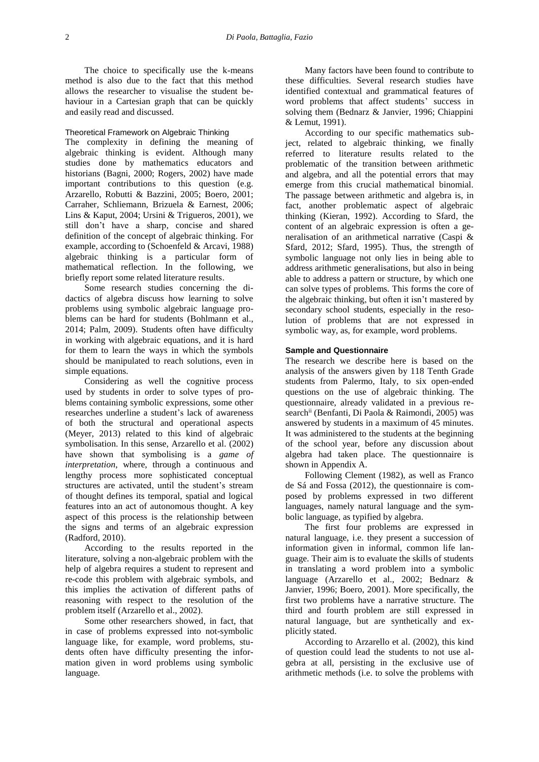The choice to specifically use the k-means method is also due to the fact that this method allows the researcher to visualise the student behaviour in a Cartesian graph that can be quickly and easily read and discussed.

### Theoretical Framework on Algebraic Thinking

The complexity in defining the meaning of algebraic thinking is evident. Although many studies done by mathematics educators and historians (Bagni, 2000; Rogers, 2002) have made important contributions to this question (e.g. Arzarello, Robutti & Bazzini, 2005; Boero, 2001; Carraher, Schliemann, Brizuela & Earnest, 2006; Lins & Kaput, 2004; Ursini & Trigueros, 2001), we still don't have a sharp, concise and shared definition of the concept of algebraic thinking. For example, according to (Schoenfeld & Arcavi, 1988) algebraic thinking is a particular form of mathematical reflection. In the following, we briefly report some related literature results.

Some research studies concerning the didactics of algebra discuss how learning to solve problems using symbolic algebraic language problems can be hard for students (Bohlmann et al., 2014; Palm, 2009). Students often have difficulty in working with algebraic equations, and it is hard for them to learn the ways in which the symbols should be manipulated to reach solutions, even in simple equations.

Considering as well the cognitive process used by students in order to solve types of problems containing symbolic expressions, some other researches underline a student's lack of awareness of both the structural and operational aspects (Meyer, 2013) related to this kind of algebraic symbolisation. In this sense, Arzarello et al. (2002) have shown that symbolising is a *game of interpretation*, where, through a continuous and lengthy process more sophisticated conceptual structures are activated, until the student's stream of thought defines its temporal, spatial and logical features into an act of autonomous thought. A key aspect of this process is the relationship between the signs and terms of an algebraic expression (Radford, 2010).

According to the results reported in the literature, solving a non-algebraic problem with the help of algebra requires a student to represent and re-code this problem with algebraic symbols, and this implies the activation of different paths of reasoning with respect to the resolution of the problem itself (Arzarello et al., 2002).

Some other researchers showed, in fact, that in case of problems expressed into not-symbolic language like, for example, word problems, students often have difficulty presenting the information given in word problems using symbolic language.

Many factors have been found to contribute to these difficulties. Several research studies have identified contextual and grammatical features of word problems that affect students' success in solving them (Bednarz & Janvier, 1996; Chiappini & Lemut, 1991).

According to our specific mathematics subject, related to algebraic thinking, we finally referred to literature results related to the problematic of the transition between arithmetic and algebra, and all the potential errors that may emerge from this crucial mathematical binomial. The passage between arithmetic and algebra is, in fact, another problematic aspect of algebraic thinking (Kieran, 1992). According to Sfard, the content of an algebraic expression is often a generalisation of an arithmetical narrative (Caspi & Sfard, 2012; Sfard, 1995). Thus, the strength of symbolic language not only lies in being able to address arithmetic generalisations, but also in being able to address a pattern or structure, by which one can solve types of problems. This forms the core of the algebraic thinking, but often it isn't mastered by secondary school students, especially in the resolution of problems that are not expressed in symbolic way, as, for example, word problems.

### Sample and Questionnaire

The research we describe here is based on the analysis of the answers given by 118 Tenth Grade students from Palermo, Italy, to six open-ended questions on the use of algebraic thinking. The questionnaire, already validated in a previous research[ii] (Benfanti, Di Paola & Raimondi, 2005) was answered by students in a maximum of 45 minutes. It was administered to the students at the beginning of the school year, before any discussion about algebra had taken place. The questionnaire is shown in Appendix A.

Following Clement (1982), as well as Franco de Sá and Fossa (2012), the questionnaire is composed by problems expressed in two different languages, namely natural language and the symbolic language, as typified by algebra.

The first four problems are expressed in natural language, i.e. they present a succession of information given in informal, common life language. Their aim is to evaluate the skills of students in translating a word problem into a symbolic language (Arzarello et al., 2002; Bednarz & Janvier, 1996; Boero, 2001). More specifically, the first two problems have a narrative structure. The third and fourth problem are still expressed in natural language, but are synthetically and explicitly stated.

According to Arzarello et al. (2002), this kind of question could lead the students to not use algebra at all, persisting in the exclusive use of arithmetic methods (i.e. to solve the problems with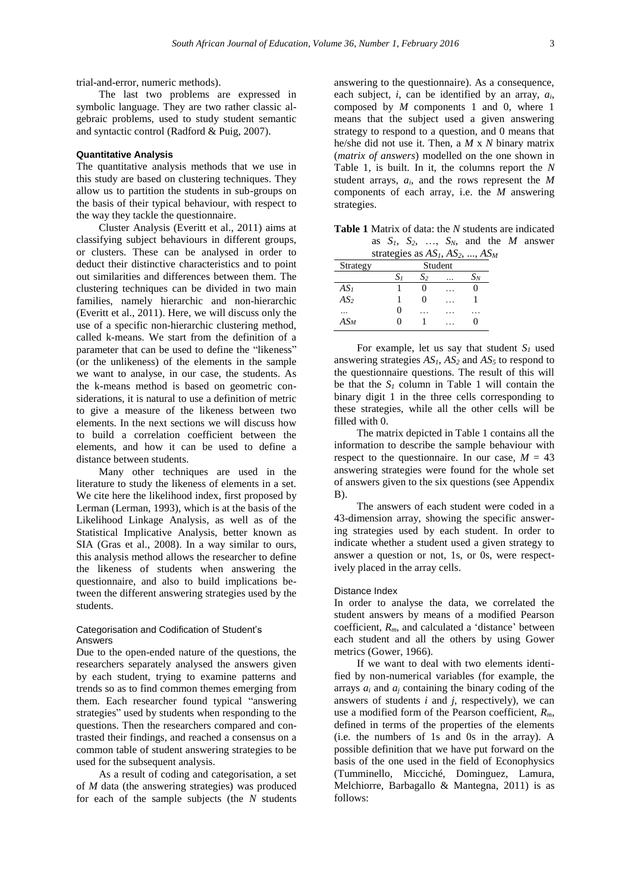trial-and-error, numeric methods).

The last two problems are expressed in symbolic language. They are two rather classic algebraic problems, used to study student semantic and syntactic control (Radford & Puig, 2007).

### Quantitative Analysis

The quantitative analysis methods that we use in this study are based on clustering techniques. They allow us to partition the students in sub-groups on the basis of their typical behaviour, with respect to the way they tackle the questionnaire.

Cluster Analysis (Everitt et al., 2011) aims at classifying subject behaviours in different groups, or clusters. These can be analysed in order to deduct their distinctive characteristics and to point out similarities and differences between them. The clustering techniques can be divided in two main families, namely hierarchic and non-hierarchic (Everitt et al., 2011). Here, we will discuss only the use of a specific non-hierarchic clustering method, called k-means. We start from the definition of a parameter that can be used to define the "likeness" (or the unlikeness) of the elements in the sample we want to analyse, in our case, the students. As the k-means method is based on geometric considerations, it is natural to use a definition of metric to give a measure of the likeness between two elements. In the next sections we will discuss how to build a correlation coefficient between the elements, and how it can be used to define a distance between students.

Many other techniques are used in the literature to study the likeness of elements in a set. We cite here the likelihood index, first proposed by Lerman (Lerman, 1993), which is at the basis of the Likelihood Linkage Analysis, as well as of the Statistical Implicative Analysis, better known as SIA (Gras et al., 2008). In a way similar to ours, this analysis method allows the researcher to define the likeness of students when answering the questionnaire, and also to build implications between the different answering strategies used by the students.

#### Categorisation and Codification of Student's Answers

Due to the open-ended nature of the questions, the researchers separately analysed the answers given by each student, trying to examine patterns and trends so as to find common themes emerging from them. Each researcher found typical "answering strategies" used by students when responding to the questions. Then the researchers compared and contrasted their findings, and reached a consensus on a common table of student answering strategies to be used for the subsequent analysis.

As a result of coding and categorisation, a set of $M$ data (the answering strategies) was produced for each of the sample subjects (the $N$ students answering to the questionnaire). As a consequence, each subject, $i$, can be identified by an array, $a_i$, composed by $M$ components 1 and 0, where 1 means that the subject used a given answering strategy to respond to a question, and 0 means that he/she did not use it. Then, a $M$ x $N$ binary matrix (*matrix of answers*) modelled on the one shown in Table 1, is built. In it, the columns report the $N$ student arrays, $a_i$, and the rows represent the $M$ components of each array, i.e. the $M$ answering strategies.

**Table 1** Matrix of data: the $N$ students are indicated as $S_1$, $S_2$, …, $S_N$, and the $M$ answer strategies as $AS_1$, $AS_2$, ..., $AS_M$

| Strategy | Student | | | |
|---|---|---|---|---|
| | $S_1$ | $S_2$ | ... | $S_N$ |
| $AS_1$ | 1 | 0 | … | 0 |
| $AS_2$ | 1 | 0 | … | 1 |
| ... | 0 | … | … | … |
| $AS_M$ | 0 | 1 | … | 0 |

For example, let us say that student $S_1$ used answering strategies $AS_1$, $AS_2$ and $AS_5$ to respond to the questionnaire questions. The result of this will be that the $S_1$ column in Table 1 will contain the binary digit 1 in the three cells corresponding to these strategies, while all the other cells will be filled with 0.

The matrix depicted in Table 1 contains all the information to describe the sample behaviour with respect to the questionnaire. In our case, $M = 43$ answering strategies were found for the whole set of answers given to the six questions (see Appendix B).

The answers of each student were coded in a 43-dimension array, showing the specific answering strategies used by each student. In order to indicate whether a student used a given strategy to answer a question or not, 1s, or 0s, were respectively placed in the array cells.

#### Distance Index

In order to analyse the data, we correlated the student answers by means of a modified Pearson coefficient, $R_m$, and calculated a 'distance' between each student and all the others by using Gower metrics (Gower, 1966).

If we want to deal with two elements identified by non-numerical variables (for example, the arrays $a_i$ and $a_j$ containing the binary coding of the answers of students $i$ and $j$, respectively), we can use a modified form of the Pearson coefficient, $R_m$, defined in terms of the properties of the elements (i.e. the numbers of 1s and 0s in the array). A possible definition that we have put forward on the basis of the one used in the field of Econophysics (Tumminello, Micciché, Dominguez, Lamura, Melchiorre, Barbagallo & Mantegna, 2011) is as follows: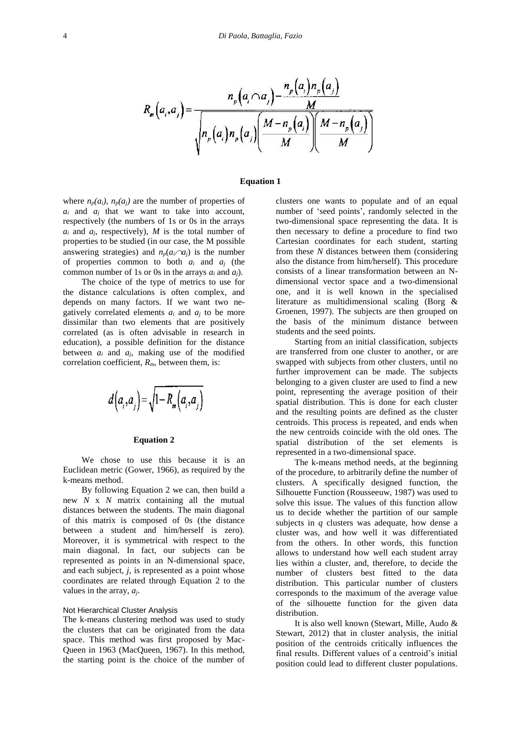$$R_m(a_i, a_j) = \frac{n_p(a_i \cap a_j) - \frac{n_p(a_i) n_p(a_j)}{M}}{\sqrt{n_p(a_i) n_p(a_j) \left(\frac{M - n_p(a_i)}{M}\right)\left(\frac{M - n_p(a_j)}{M}\right)}}$$

**Equation 1**

where $n_p(a_i)$, $n_p(a_j)$ are the number of properties of $a_i$ and $a_j$ that we want to take into account, respectively (the numbers of 1s or 0s in the arrays $a_i$ and $a_j$, respectively), $M$ is the total number of properties to be studied (in our case, the M possible answering strategies) and $n_p(a_i \cap a_j)$ is the number of properties common to both $a_i$ and $a_j$ (the common number of 1s or 0s in the arrays $a_i$ and $a_j$).

The choice of the type of metrics to use for the distance calculations is often complex, and depends on many factors. If we want two negatively correlated elements $a_i$ and $a_j$ to be more dissimilar than two elements that are positively correlated (as is often advisable in research in education), a possible definition for the distance between $a_i$ and $a_j$, making use of the modified correlation coefficient, $R_m$, between them, is:

$$d(a_i, a_j) = \sqrt{1 - R_m(a_i, a_j)}$$

**Equation 2**

We chose to use this because it is an Euclidean metric (Gower, 1966), as required by the k-means method.

By following Equation 2 we can, then build a new $N$ x $N$ matrix containing all the mutual distances between the students. The main diagonal of this matrix is composed of 0s (the distance between a student and him/herself is zero). Moreover, it is symmetrical with respect to the main diagonal. In fact, our subjects can be represented as points in an N-dimensional space, and each subject, $j$, is represented as a point whose coordinates are related through Equation 2 to the values in the array, $a_j$.

### Not Hierarchical Cluster Analysis

The k-means clustering method was used to study the clusters that can be originated from the data space. This method was first proposed by MacQueen in 1963 (MacQueen, 1967). In this method, the starting point is the choice of the number of clusters one wants to populate and of an equal number of 'seed points', randomly selected in the two-dimensional space representing the data. It is then necessary to define a procedure to find two Cartesian coordinates for each student, starting from these $N$ distances between them (considering also the distance from him/herself). This procedure consists of a linear transformation between an N-dimensional vector space and a two-dimensional one, and it is well known in the specialised literature as multidimensional scaling (Borg & Groenen, 1997). The subjects are then grouped on the basis of the minimum distance between students and the seed points.

Starting from an initial classification, subjects are transferred from one cluster to another, or are swapped with subjects from other clusters, until no further improvement can be made. The subjects belonging to a given cluster are used to find a new point, representing the average position of their spatial distribution. This is done for each cluster and the resulting points are defined as the cluster centroids. This process is repeated, and ends when the new centroids coincide with the old ones. The spatial distribution of the set elements is represented in a two-dimensional space.

The k-means method needs, at the beginning of the procedure, to arbitrarily define the number of clusters. A specifically designed function, the Silhouette Function (Rousseeuw, 1987) was used to solve this issue. The values of this function allow us to decide whether the partition of our sample subjects in $q$ clusters was adequate, how dense a cluster was, and how well it was differentiated from the others. In other words, this function allows to understand how well each student array lies within a cluster, and, therefore, to decide the number of clusters best fitted to the data distribution. This particular number of clusters corresponds to the maximum of the average value of the silhouette function for the given data distribution.

It is also well known (Stewart, Mille, Audo & Stewart, 2012) that in cluster analysis, the initial position of the centroids critically influences the final results. Different values of a centroid's initial position could lead to different cluster populations.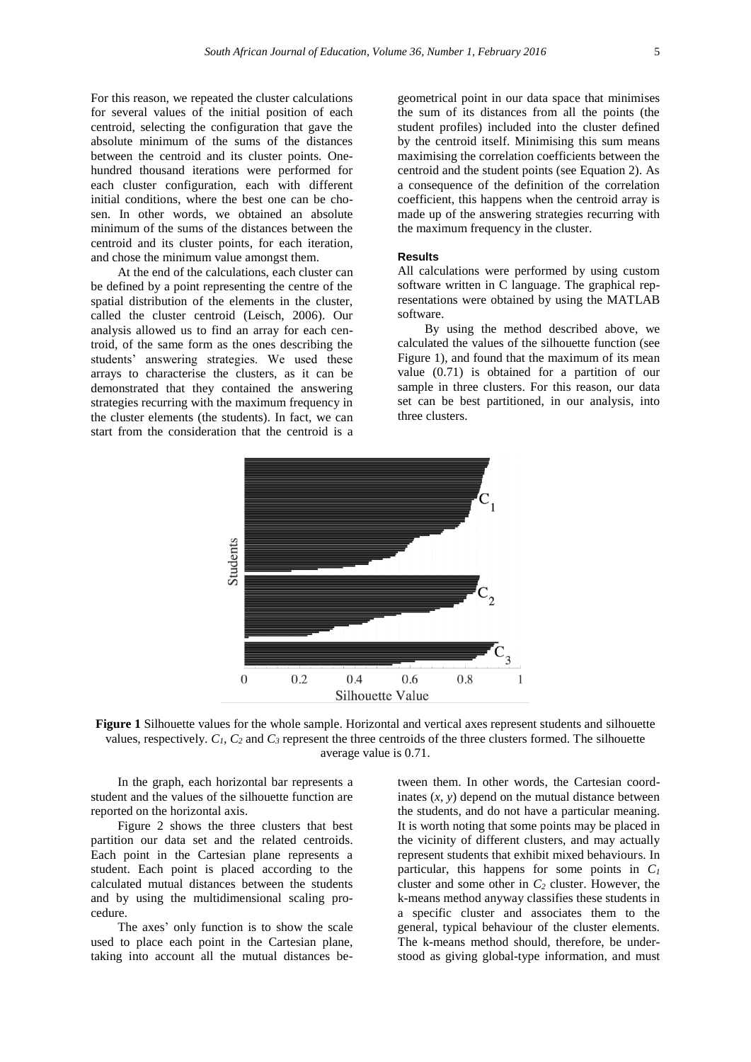For this reason, we repeated the cluster calculations for several values of the initial position of each centroid, selecting the configuration that gave the absolute minimum of the sums of the distances between the centroid and its cluster points. One-hundred thousand iterations were performed for each cluster configuration, each with different initial conditions, where the best one can be chosen. In other words, we obtained an absolute minimum of the sums of the distances between the centroid and its cluster points, for each iteration, and chose the minimum value amongst them.

At the end of the calculations, each cluster can be defined by a point representing the centre of the spatial distribution of the elements in the cluster, called the cluster centroid (Leisch, 2006). Our analysis allowed us to find an array for each centroid, of the same form as the ones describing the students' answering strategies. We used these arrays to characterise the clusters, as it can be demonstrated that they contained the answering strategies recurring with the maximum frequency in the cluster elements (the students). In fact, we can start from the consideration that the centroid is a geometrical point in our data space that minimises the sum of its distances from all the points (the student profiles) included into the cluster defined by the centroid itself. Minimising this sum means maximising the correlation coefficients between the centroid and the student points (see Equation 2). As a consequence of the definition of the correlation coefficient, this happens when the centroid array is made up of the answering strategies recurring with the maximum frequency in the cluster.

### Results

All calculations were performed by using custom software written in C language. The graphical representations were obtained by using the MATLAB software.

By using the method described above, we calculated the values of the silhouette function (see Figure 1), and found that the maximum of its mean value (0.71) is obtained for a partition of our sample in three clusters. For this reason, our data set can be best partitioned, in our analysis, into three clusters.

**Figure 1** Silhouette values for the whole sample. Horizontal and vertical axes represent students and silhouette values, respectively. $C_1$, $C_2$ and $C_3$ represent the three centroids of the three clusters formed. The silhouette average value is 0.71.

In the graph, each horizontal bar represents a student and the values of the silhouette function are reported on the horizontal axis.

Figure 2 shows the three clusters that best partition our data set and the related centroids. Each point in the Cartesian plane represents a student. Each point is placed according to the calculated mutual distances between the students and by using the multidimensional scaling procedure.

The axes' only function is to show the scale used to place each point in the Cartesian plane, taking into account all the mutual distances between them. In other words, the Cartesian coordinates $(x, y)$ depend on the mutual distance between the students, and do not have a particular meaning. It is worth noting that some points may be placed in the vicinity of different clusters, and may actually represent students that exhibit mixed behaviours. In particular, this happens for some points in $C_1$ cluster and some other in $C_2$ cluster. However, the k-means method anyway classifies these students in a specific cluster and associates them to the general, typical behaviour of the cluster elements. The k-means method should, therefore, be understood as giving global-type information, and must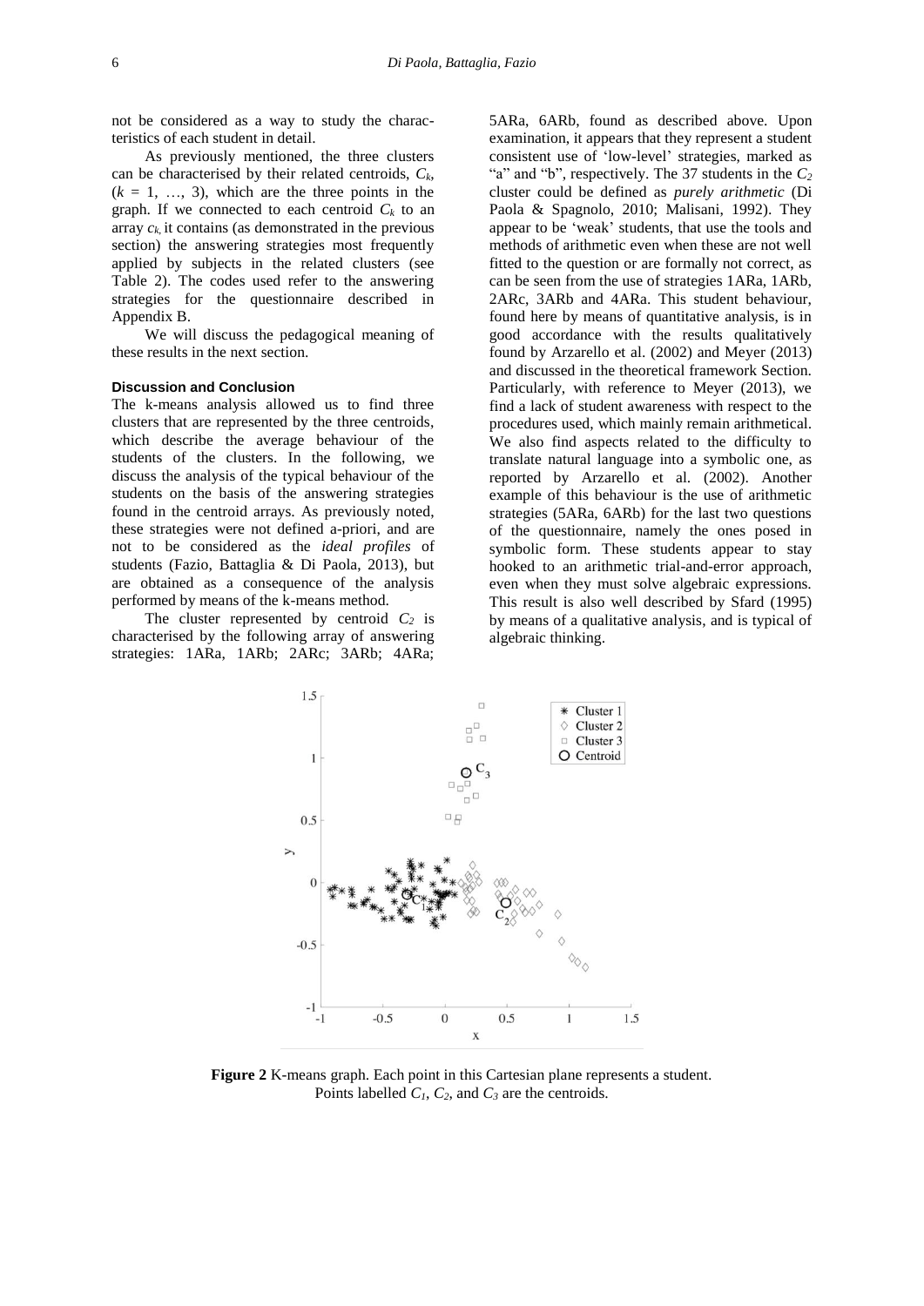not be considered as a way to study the characteristics of each student in detail.

As previously mentioned, the three clusters can be characterised by their related centroids, $C_k$, ($k$ = 1, …, 3), which are the three points in the graph. If we connected to each centroid $C_k$ to an array $c_k$, it contains (as demonstrated in the previous section) the answering strategies most frequently applied by subjects in the related clusters (see Table 2). The codes used refer to the answering strategies for the questionnaire described in Appendix B.

We will discuss the pedagogical meaning of these results in the next section.

### Discussion and Conclusion

The k-means analysis allowed us to find three clusters that are represented by the three centroids, which describe the average behaviour of the students of the clusters. In the following, we discuss the analysis of the typical behaviour of the students on the basis of the answering strategies found in the centroid arrays. As previously noted, these strategies were not defined a-priori, and are not to be considered as the *ideal profiles* of students (Fazio, Battaglia & Di Paola, 2013), but are obtained as a consequence of the analysis performed by means of the k-means method.

The cluster represented by centroid $C_2$ is characterised by the following array of answering strategies: 1ARa, 1ARb; 2ARc; 3ARb; 4ARa; 5ARa, 6ARb, found as described above. Upon examination, it appears that they represent a student consistent use of 'low-level' strategies, marked as "a" and "b", respectively. The 37 students in the $C_2$ cluster could be defined as *purely arithmetic* (Di Paola & Spagnolo, 2010; Malisani, 1992). They appear to be 'weak' students, that use the tools and methods of arithmetic even when these are not well fitted to the question or are formally not correct, as can be seen from the use of strategies 1ARa, 1ARb, 2ARc, 3ARb and 4ARa. This student behaviour, found here by means of quantitative analysis, is in good accordance with the results qualitatively found by Arzarello et al. (2002) and Meyer (2013) and discussed in the theoretical framework Section. Particularly, with reference to Meyer (2013), we find a lack of student awareness with respect to the procedures used, which mainly remain arithmetical. We also find aspects related to the difficulty to translate natural language into a symbolic one, as reported by Arzarello et al. (2002). Another example of this behaviour is the use of arithmetic strategies (5ARa, 6ARb) for the last two questions of the questionnaire, namely the ones posed in symbolic form. These students appear to stay hooked to an arithmetic trial-and-error approach, even when they must solve algebraic expressions. This result is also well described by Sfard (1995) by means of a qualitative analysis, and is typical of algebraic thinking.

**Figure 2** K-means graph. Each point in this Cartesian plane represents a student. Points labelled $C_1$, $C_2$, and $C_3$ are the centroids.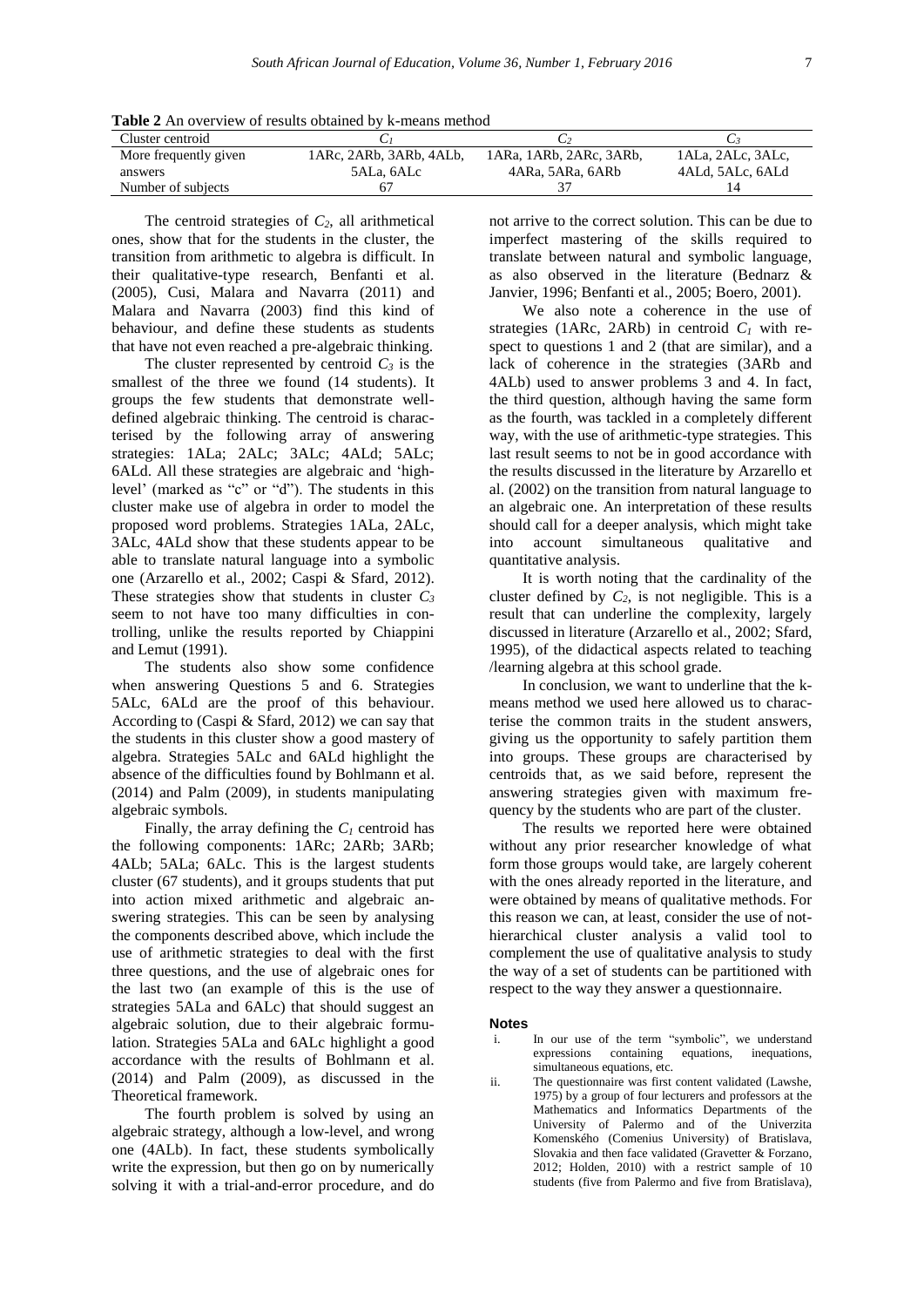**Table 2** An overview of results obtained by k-means method

| Cluster centroid | $C_1$ | $C_2$ | $C_3$ |
|---|---|---|---|
| More frequently given answers | 1ARc, 2ARb, 3ARb, 4ALb, 5ALa, 6ALc | 1ARa, 1ARb, 2ARc, 3ARb, 4ARa, 5ARa, 6ARb | 1ALa, 2ALc, 3ALc, 4ALd, 5ALc, 6ALd |
| Number of subjects | 67 | 37 | 14 |

The centroid strategies of $C_2$, all arithmetical ones, show that for the students in the cluster, the transition from arithmetic to algebra is difficult. In their qualitative-type research, Benfanti et al. (2005), Cusi, Malara and Navarra (2011) and Malara and Navarra (2003) find this kind of behaviour, and define these students as students that have not even reached a pre-algebraic thinking.

The cluster represented by centroid $C_3$ is the smallest of the three we found (14 students). It groups the few students that demonstrate well-defined algebraic thinking. The centroid is characterised by the following array of answering strategies: 1ALa; 2ALc; 3ALc; 4ALd; 5ALc; 6ALd. All these strategies are algebraic and 'high-level' (marked as "c" or "d"). The students in this cluster make use of algebra in order to model the proposed word problems. Strategies 1ALa, 2ALc, 3ALc, 4ALd show that these students appear to be able to translate natural language into a symbolic one (Arzarello et al., 2002; Caspi & Sfard, 2012). These strategies show that students in cluster $C_3$ seem to not have too many difficulties in controlling, unlike the results reported by Chiappini and Lemut (1991).

The students also show some confidence when answering Questions 5 and 6. Strategies 5ALc, 6ALd are the proof of this behaviour. According to (Caspi & Sfard, 2012) we can say that the students in this cluster show a good mastery of algebra. Strategies 5ALc and 6ALd highlight the absence of the difficulties found by Bohlmann et al. (2014) and Palm (2009), in students manipulating algebraic symbols.

Finally, the array defining the $C_1$ centroid has the following components: 1ARc; 2ARb; 3ARb; 4ALb; 5ALa; 6ALc. This is the largest students cluster (67 students), and it groups students that put into action mixed arithmetic and algebraic answering strategies. This can be seen by analysing the components described above, which include the use of arithmetic strategies to deal with the first three questions, and the use of algebraic ones for the last two (an example of this is the use of strategies 5ALa and 6ALc) that should suggest an algebraic solution, due to their algebraic formulation. Strategies 5ALa and 6ALc highlight a good accordance with the results of Bohlmann et al. (2014) and Palm (2009), as discussed in the Theoretical framework.

The fourth problem is solved by using an algebraic strategy, although a low-level, and wrong one (4ALb). In fact, these students symbolically write the expression, but then go on by numerically solving it with a trial-and-error procedure, and do not arrive to the correct solution. This can be due to imperfect mastering of the skills required to translate between natural and symbolic language, as also observed in the literature (Bednarz & Janvier, 1996; Benfanti et al., 2005; Boero, 2001).

We also note a coherence in the use of strategies (1ARc, 2ARb) in centroid $C_1$ with respect to questions 1 and 2 (that are similar), and a lack of coherence in the strategies (3ARb and 4ALb) used to answer problems 3 and 4. In fact, the third question, although having the same form as the fourth, was tackled in a completely different way, with the use of arithmetic-type strategies. This last result seems to not be in good accordance with the results discussed in the literature by Arzarello et al. (2002) on the transition from natural language to an algebraic one. An interpretation of these results should call for a deeper analysis, which might take into account simultaneous qualitative and quantitative analysis.

It is worth noting that the cardinality of the cluster defined by $C_2$, is not negligible. This is a result that can underline the complexity, largely discussed in literature (Arzarello et al., 2002; Sfard, 1995), of the didactical aspects related to teaching /learning algebra at this school grade.

In conclusion, we want to underline that the k-means method we used here allowed us to characterise the common traits in the student answers, giving us the opportunity to safely partition them into groups. These groups are characterised by centroids that, as we said before, represent the answering strategies given with maximum frequency by the students who are part of the cluster.

The results we reported here were obtained without any prior researcher knowledge of what form those groups would take, are largely coherent with the ones already reported in the literature, and were obtained by means of qualitative methods. For this reason we can, at least, consider the use of not-hierarchical cluster analysis a valid tool to complement the use of qualitative analysis to study the way of a set of students can be partitioned with respect to the way they answer a questionnaire.

## Notes

i. In our use of the term "symbolic", we understand expressions containing equations, inequations, simultaneous equations, etc.

ii. The questionnaire was first content validated (Lawshe, 1975) by a group of four lecturers and professors at the Mathematics and Informatics Departments of the University of Palermo and of the Univerzita Komenského (Comenius University) of Bratislava, Slovakia and then face validated (Gravetter & Forzano, 2012; Holden, 2010) with a restrict sample of 10 students (five from Palermo and five from Bratislava),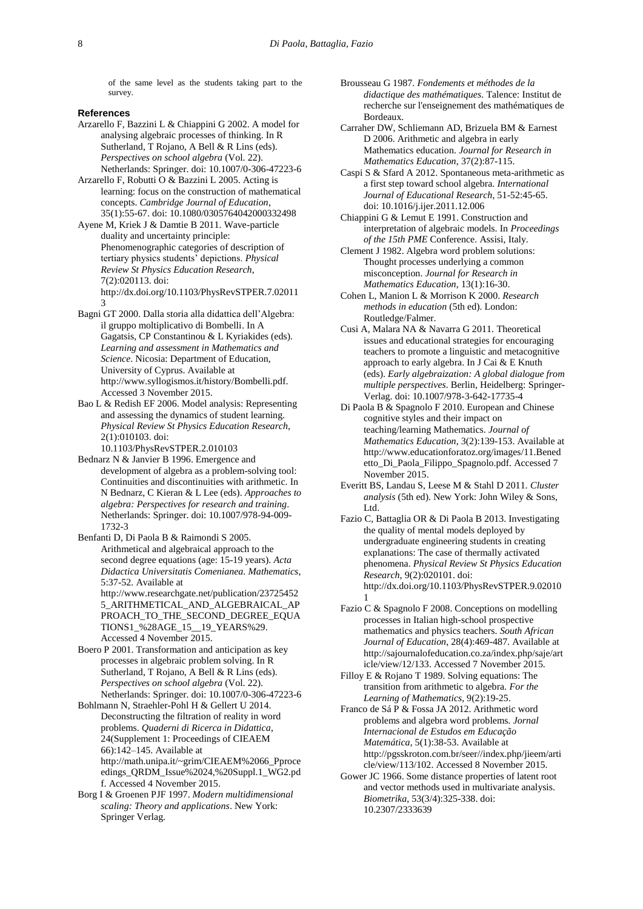of the same level as the students taking part to the survey.

### References

Arzarello F, Bazzini L & Chiappini G 2002. A model for analysing algebraic processes of thinking. In R Sutherland, T Rojano, A Bell & R Lins (eds). *Perspectives on school algebra* (Vol. 22). Netherlands: Springer. doi: 10.1007/0-306-47223-6

Arzarello F, Robutti O & Bazzini L 2005. Acting is learning: focus on the construction of mathematical concepts. *Cambridge Journal of Education*, 35(1):55-67. doi: 10.1080/0305764042000332498

Ayene M, Kriek J & Damtie B 2011. Wave-particle duality and uncertainty principle: Phenomenographic categories of description of tertiary physics students' depictions. *Physical Review St Physics Education Research*, 7(2):020113. doi: http://dx.doi.org/10.1103/PhysRevSTPER.7.020113

Bagni GT 2000. Dalla storia alla didattica dell'Algebra: il gruppo moltiplicativo di Bombelli. In A Gagatsis, CP Constantinou & L Kyriakides (eds). *Learning and assessment in Mathematics and Science*. Nicosia: Department of Education, University of Cyprus. Available at http://www.syllogismos.it/history/Bombelli.pdf. Accessed 3 November 2015.

Bao L & Redish EF 2006. Model analysis: Representing and assessing the dynamics of student learning. *Physical Review St Physics Education Research*, 2(1):010103. doi: 10.1103/PhysRevSTPER.2.010103

Bednarz N & Janvier B 1996. Emergence and development of algebra as a problem-solving tool: Continuities and discontinuities with arithmetic. In N Bednarz, C Kieran & L Lee (eds). *Approaches to algebra: Perspectives for research and training*. Netherlands: Springer. doi: 10.1007/978-94-009-1732-3

Benfanti D, Di Paola B & Raimondi S 2005. Arithmetical and algebraical approach to the second degree equations (age: 15-19 years). *Acta Didactica Universitatis Comenianea. Mathematics*, 5:37-52. Available at http://www.researchgate.net/publication/237254525_ARITHMETICAL_AND_ALGEBRAICAL_APPROACH_TO_THE_SECOND_DEGREE_EQUATIONS1_%28AGE_15__19_YEARS%29. Accessed 4 November 2015.

Boero P 2001. Transformation and anticipation as key processes in algebraic problem solving. In R Sutherland, T Rojano, A Bell & R Lins (eds). *Perspectives on school algebra* (Vol. 22). Netherlands: Springer. doi: 10.1007/0-306-47223-6

Bohlmann N, Straehler-Pohl H & Gellert U 2014. Deconstructing the filtration of reality in word problems. *Quaderni di Ricerca in Didattica*, 24(Supplement 1: Proceedings of CIEAEM 66):142–145. Available at http://math.unipa.it/~grim/CIEAEM%2066_Pproceedings_QRDM_Issue%2024,%20Suppl.1_WG2.pdf. Accessed 4 November 2015.

Borg I & Groenen PJF 1997. *Modern multidimensional scaling: Theory and applications*. New York: Springer Verlag.

Brousseau G 1987. *Fondements et méthodes de la didactique des mathématiques*. Talence: Institut de recherche sur l'enseignement des mathématiques de Bordeaux.

Carraher DW, Schliemann AD, Brizuela BM & Earnest D 2006. Arithmetic and algebra in early Mathematics education. *Journal for Research in Mathematics Education*, 37(2):87-115.

Caspi S & Sfard A 2012. Spontaneous meta-arithmetic as a first step toward school algebra. *International Journal of Educational Research*, 51-52:45-65. doi: 10.1016/j.ijer.2011.12.006

Chiappini G & Lemut E 1991. Construction and interpretation of algebraic models. In *Proceedings of the 15th PME* Conference. Assisi, Italy.

Clement J 1982. Algebra word problem solutions: Thought processes underlying a common misconception. *Journal for Research in Mathematics Education*, 13(1):16-30.

Cohen L, Manion L & Morrison K 2000. *Research methods in education* (5th ed). London: Routledge/Falmer.

Cusi A, Malara NA & Navarra G 2011. Theoretical issues and educational strategies for encouraging teachers to promote a linguistic and metacognitive approach to early algebra. In J Cai & E Knuth (eds). *Early algebraization: A global dialogue from multiple perspectives*. Berlin, Heidelberg: Springer-Verlag. doi: 10.1007/978-3-642-17735-4

Di Paola B & Spagnolo F 2010. European and Chinese cognitive styles and their impact on teaching/learning Mathematics. *Journal of Mathematics Education*, 3(2):139-153. Available at http://www.educationforatoz.org/images/11.Benedetto_Di_Paola_Filippo_Spagnolo.pdf. Accessed 7 November 2015.

Everitt BS, Landau S, Leese M & Stahl D 2011. *Cluster analysis* (5th ed). New York: John Wiley & Sons, Ltd.

Fazio C, Battaglia OR & Di Paola B 2013. Investigating the quality of mental models deployed by undergraduate engineering students in creating explanations: The case of thermally activated phenomena. *Physical Review St Physics Education Research*, 9(2):020101. doi: http://dx.doi.org/10.1103/PhysRevSTPER.9.020101

Fazio C & Spagnolo F 2008. Conceptions on modelling processes in Italian high-school prospective mathematics and physics teachers. *South African Journal of Education*, 28(4):469-487. Available at http://sajournalofeducation.co.za/index.php/saje/article/view/12/133. Accessed 7 November 2015.

Filloy E & Rojano T 1989. Solving equations: The transition from arithmetic to algebra. *For the Learning of Mathematics*, 9(2):19-25.

Franco de Sá P & Fossa JA 2012. Arithmetic word problems and algebra word problems. *Jornal Internacional de Estudos em Educação Matemática*, 5(1):38-53. Available at http://pgsskroton.com.br/seer//index.php/jieem/article/view/113/102. Accessed 8 November 2015.

Gower JC 1966. Some distance properties of latent root and vector methods used in multivariate analysis. *Biometrika*, 53(3/4):325-338. doi: 10.2307/2333639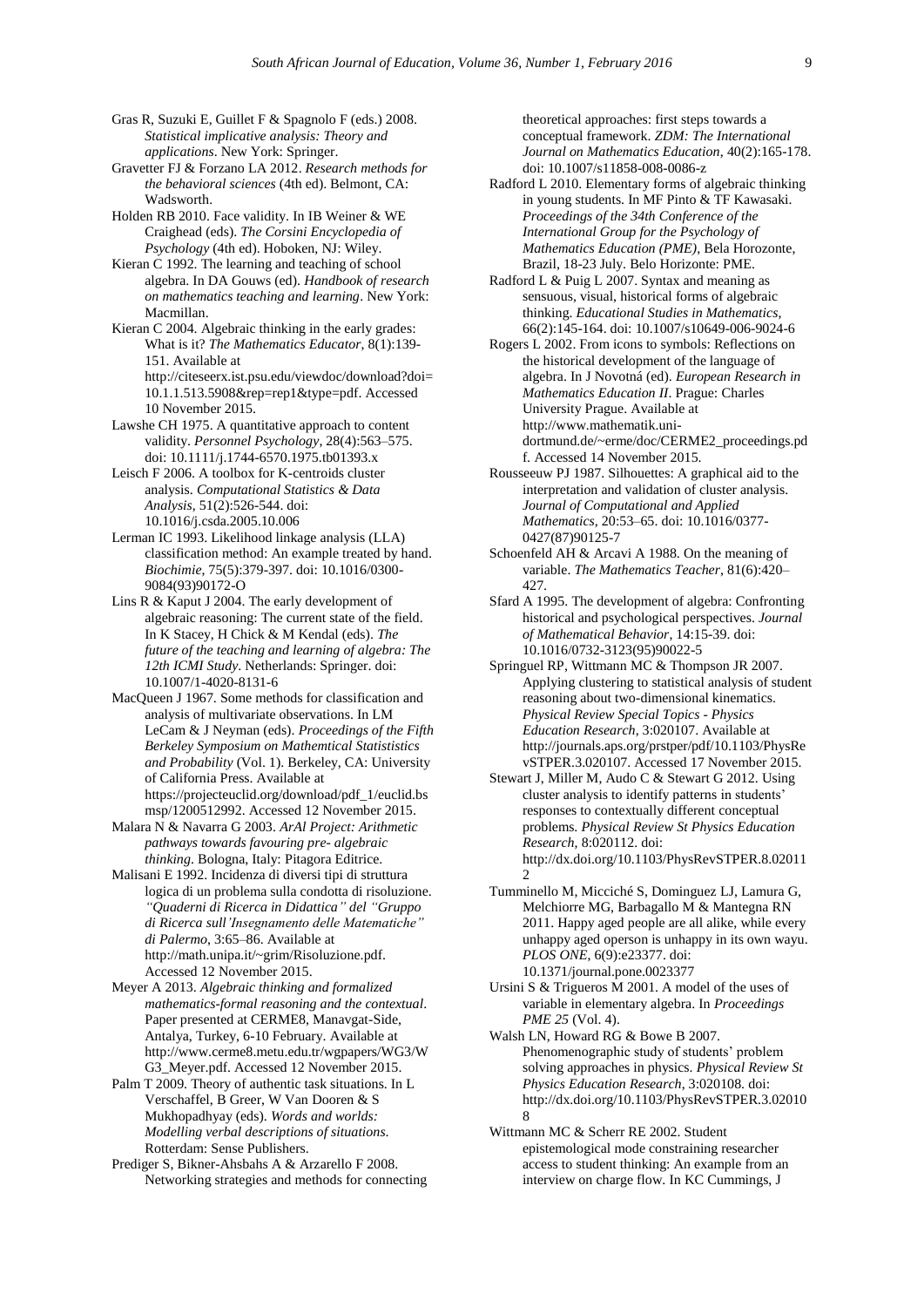Gras R, Suzuki E, Guillet F & Spagnolo F (eds.) 2008. *Statistical implicative analysis: Theory and applications*. New York: Springer.

Gravetter FJ & Forzano LA 2012. *Research methods for the behavioral sciences* (4th ed). Belmont, CA: Wadsworth.

Holden RB 2010. Face validity. In IB Weiner & WE Craighead (eds). *The Corsini Encyclopedia of Psychology* (4th ed). Hoboken, NJ: Wiley.

Kieran C 1992. The learning and teaching of school algebra. In DA Gouws (ed). *Handbook of research on mathematics teaching and learning*. New York: Macmillan.

Kieran C 2004. Algebraic thinking in the early grades: What is it? *The Mathematics Educator*, 8(1):139-151. Available at http://citeseerx.ist.psu.edu/viewdoc/download?doi=10.1.1.513.5908&rep=rep1&type=pdf. Accessed 10 November 2015.

Lawshe CH 1975. A quantitative approach to content validity. *Personnel Psychology*, 28(4):563–575. doi: 10.1111/j.1744-6570.1975.tb01393.x

Leisch F 2006. A toolbox for K-centroids cluster analysis. *Computational Statistics & Data Analysis*, 51(2):526-544. doi: 10.1016/j.csda.2005.10.006

Lerman IC 1993. Likelihood linkage analysis (LLA) classification method: An example treated by hand. *Biochimie*, 75(5):379-397. doi: 10.1016/0300-9084(93)90172-O

Lins R & Kaput J 2004. The early development of algebraic reasoning: The current state of the field. In K Stacey, H Chick & M Kendal (eds). *The future of the teaching and learning of algebra: The 12th ICMI Study*. Netherlands: Springer. doi: 10.1007/1-4020-8131-6

MacQueen J 1967. Some methods for classification and analysis of multivariate observations. In LM LeCam & J Neyman (eds). *Proceedings of the Fifth Berkeley Symposium on Mathemtical Statististics and Probability* (Vol. 1). Berkeley, CA: University of California Press. Available at https://projecteuclid.org/download/pdf_1/euclid.bsmsp/1200512992. Accessed 12 November 2015.

Malara N & Navarra G 2003. *ArAl Project: Arithmetic pathways towards favouring pre- algebraic thinking*. Bologna, Italy: Pitagora Editrice.

Malisani E 1992. Incidenza di diversi tipi di struttura logica di un problema sulla condotta di risoluzione. *"Quaderni di Ricerca in Didattica" del "Gruppo di Ricerca sull'Insegnamento delle Matematiche" di Palermo*, 3:65–86. Available at http://math.unipa.it/~grim/Risoluzione.pdf. Accessed 12 November 2015.

Meyer A 2013. *Algebraic thinking and formalized mathematics-formal reasoning and the contextual*. Paper presented at CERME8, Manavgat-Side, Antalya, Turkey, 6-10 February. Available at http://www.cerme8.metu.edu.tr/wgpapers/WG3/WG3_Meyer.pdf. Accessed 12 November 2015.

Palm T 2009. Theory of authentic task situations. In L Verschaffel, B Greer, W Van Dooren & S Mukhopadhyay (eds). *Words and worlds: Modelling verbal descriptions of situations*. Rotterdam: Sense Publishers.

Prediger S, Bikner-Ahsbahs A & Arzarello F 2008. Networking strategies and methods for connecting theoretical approaches: first steps towards a conceptual framework. *ZDM: The International Journal on Mathematics Education*, 40(2):165-178. doi: 10.1007/s11858-008-0086-z

Radford L 2010. Elementary forms of algebraic thinking in young students. In MF Pinto & TF Kawasaki. *Proceedings of the 34th Conference of the International Group for the Psychology of Mathematics Education (PME)*, Bela Horozonte, Brazil, 18-23 July. Belo Horizonte: PME.

Radford L & Puig L 2007. Syntax and meaning as sensuous, visual, historical forms of algebraic thinking. *Educational Studies in Mathematics*, 66(2):145-164. doi: 10.1007/s10649-006-9024-6

Rogers L 2002. From icons to symbols: Reflections on the historical development of the language of algebra. In J Novotná (ed). *European Research in Mathematics Education II*. Prague: Charles University Prague. Available at http://www.mathematik.uni-dortmund.de/~erme/doc/CERME2_proceedings.pdf. Accessed 14 November 2015.

Rousseeuw PJ 1987. Silhouettes: A graphical aid to the interpretation and validation of cluster analysis. *Journal of Computational and Applied Mathematics*, 20:53–65. doi: 10.1016/0377-0427(87)90125-7

Schoenfeld AH & Arcavi A 1988. On the meaning of variable. *The Mathematics Teacher*, 81(6):420–427.

Sfard A 1995. The development of algebra: Confronting historical and psychological perspectives. *Journal of Mathematical Behavior*, 14:15-39. doi: 10.1016/0732-3123(95)90022-5

Springuel RP, Wittmann MC & Thompson JR 2007. Applying clustering to statistical analysis of student reasoning about two-dimensional kinematics. *Physical Review Special Topics - Physics Education Research*, 3:020107. Available at http://journals.aps.org/prstper/pdf/10.1103/PhysRevSTPER.3.020107. Accessed 17 November 2015.

Stewart J, Miller M, Audo C & Stewart G 2012. Using cluster analysis to identify patterns in students' responses to contextually different conceptual problems. *Physical Review St Physics Education Research*, 8:020112. doi: http://dx.doi.org/10.1103/PhysRevSTPER.8.020112

Tumminello M, Micciché S, Dominguez LJ, Lamura G, Melchiorre MG, Barbagallo M & Mantegna RN 2011. Happy aged people are all alike, while every unhappy aged operson is unhappy in its own wayu. *PLOS ONE*, 6(9):e23377. doi: 10.1371/journal.pone.0023377

Ursini S & Trigueros M 2001. A model of the uses of variable in elementary algebra. In *Proceedings PME 25* (Vol. 4).

Walsh LN, Howard RG & Bowe B 2007. Phenomenographic study of students' problem solving approaches in physics. *Physical Review St Physics Education Research*, 3:020108. doi: http://dx.doi.org/10.1103/PhysRevSTPER.3.020108

Wittmann MC & Scherr RE 2002. Student epistemological mode constraining researcher access to student thinking: An example from an interview on charge flow. In KC Cummings, J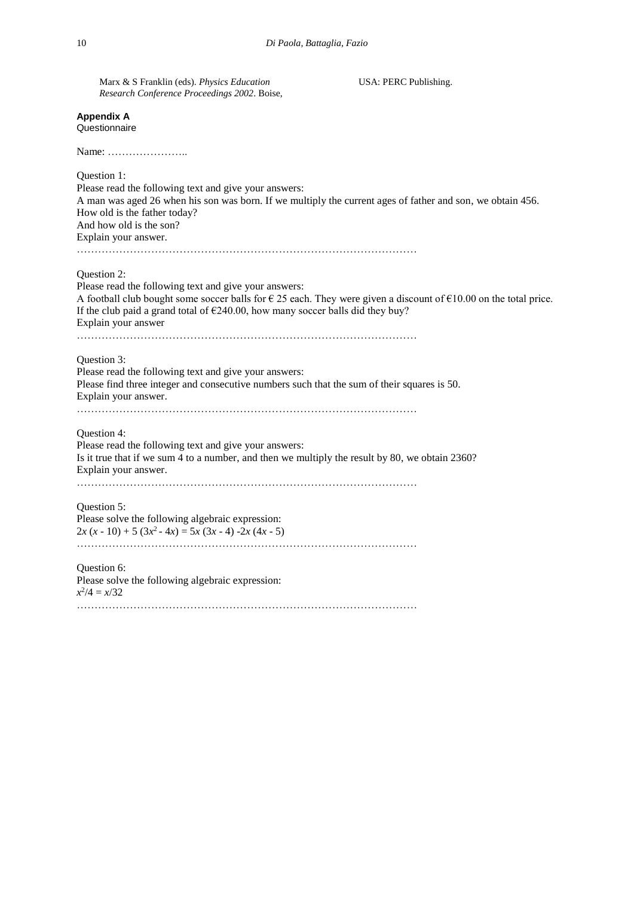Marx & S Franklin (eds). *Physics Education Research Conference Proceedings 2002*. Boise, USA: PERC Publishing.

**Appendix A**
Questionnaire

Name: …………………..

Question 1:
Please read the following text and give your answers:
A man was aged 26 when his son was born. If we multiply the current ages of father and son, we obtain 456.
How old is the father today?
And how old is the son?
Explain your answer.
………………………………………………………………………………………

Question 2:
Please read the following text and give your answers:
A football club bought some soccer balls for € 25 each. They were given a discount of €10.00 on the total price.
If the club paid a grand total of €240.00, how many soccer balls did they buy?
Explain your answer
………………………………………………………………………………………

Question 3:
Please read the following text and give your answers:
Please find three integer and consecutive numbers such that the sum of their squares is 50.
Explain your answer.
………………………………………………………………………………………

Question 4:
Please read the following text and give your answers:
Is it true that if we sum 4 to a number, and then we multiply the result by 80, we obtain 2360?
Explain your answer.
………………………………………………………………………………………

Question 5:
Please solve the following algebraic expression:
$2x (x - 10) + 5 (3x^2 - 4x) = 5x (3x - 4) -2x (4x - 5)$
………………………………………………………………………………………

Question 6:
Please solve the following algebraic expression:
$x^2/4 = x/32$
………………………………………………………………………………………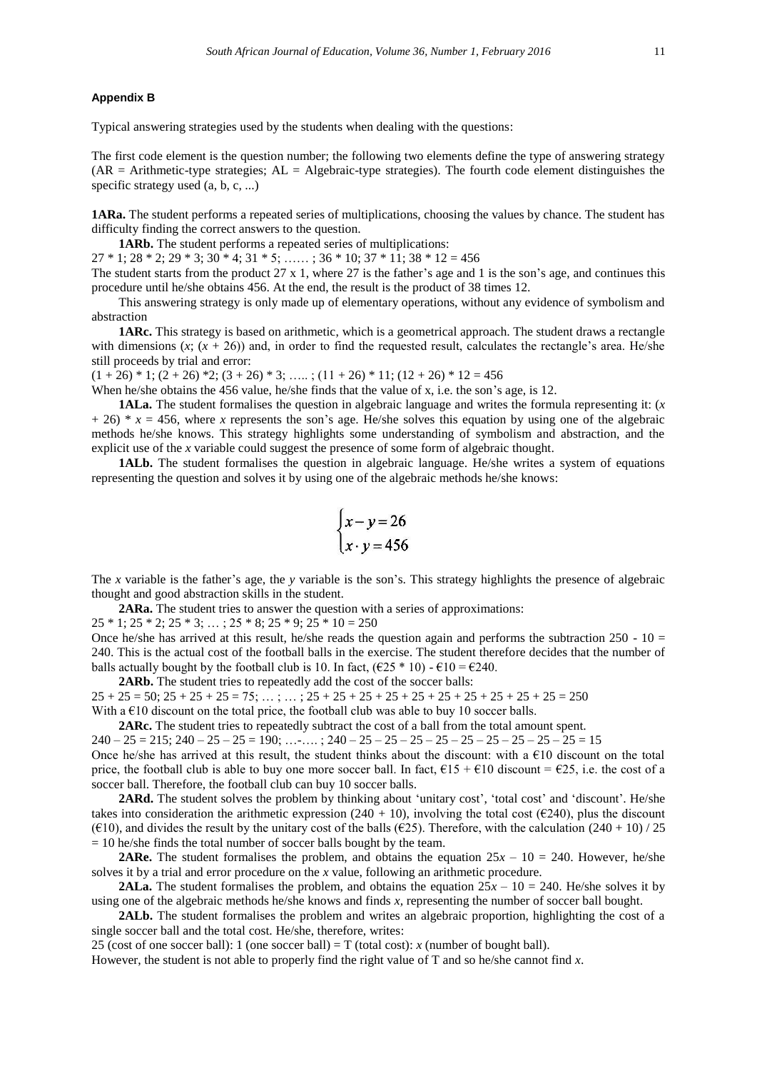#### Appendix B

Typical answering strategies used by the students when dealing with the questions:

The first code element is the question number; the following two elements define the type of answering strategy (AR = Arithmetic-type strategies; AL = Algebraic-type strategies). The fourth code element distinguishes the specific strategy used (a, b, c, ...)

**1ARa.** The student performs a repeated series of multiplications, choosing the values by chance. The student has difficulty finding the correct answers to the question.

**1ARb.** The student performs a repeated series of multiplications:

27 * 1; 28 * 2; 29 * 3; 30 * 4; 31 * 5; …… ; 36 * 10; 37 * 11; 38 * 12 = 456

The student starts from the product 27 x 1, where 27 is the father's age and 1 is the son's age, and continues this procedure until he/she obtains 456. At the end, the result is the product of 38 times 12.

This answering strategy is only made up of elementary operations, without any evidence of symbolism and abstraction

**1ARc.** This strategy is based on arithmetic, which is a geometrical approach. The student draws a rectangle with dimensions ($x$; ($x$ + 26)) and, in order to find the requested result, calculates the rectangle's area. He/she still proceeds by trial and error:

(1 + 26) * 1; (2 + 26) *2; (3 + 26) * 3; ….. ; (11 + 26) * 11; (12 + 26) * 12 = 456

When he/she obtains the 456 value, he/she finds that the value of x, i.e. the son's age, is 12.

**1ALa.** The student formalises the question in algebraic language and writes the formula representing it: ($x$ + 26) * $x$ = 456, where $x$ represents the son's age. He/she solves this equation by using one of the algebraic methods he/she knows. This strategy highlights some understanding of symbolism and abstraction, and the explicit use of the $x$ variable could suggest the presence of some form of algebraic thought.

**1ALb.** The student formalises the question in algebraic language. He/she writes a system of equations representing the question and solves it by using one of the algebraic methods he/she knows:

$$\begin{cases} x - y = 26 \\ x \cdot y = 456 \end{cases}$$

The $x$ variable is the father's age, the $y$ variable is the son's. This strategy highlights the presence of algebraic thought and good abstraction skills in the student.

**2ARa.** The student tries to answer the question with a series of approximations:

25 * 1; 25 * 2; 25 * 3; … ; 25 * 8; 25 * 9; 25 * 10 = 250

Once he/she has arrived at this result, he/she reads the question again and performs the subtraction 250 - 10 = 240. This is the actual cost of the football balls in the exercise. The student therefore decides that the number of balls actually bought by the football club is 10. In fact, (€25 * 10) - €10 = €240.

**2ARb.** The student tries to repeatedly add the cost of the soccer balls:

25 + 25 = 50; 25 + 25 + 25 = 75; … ; … ; 25 + 25 + 25 + 25 + 25 + 25 + 25 + 25 + 25 + 25 = 250

With a €10 discount on the total price, the football club was able to buy 10 soccer balls.

**2ARc.** The student tries to repeatedly subtract the cost of a ball from the total amount spent.

240 – 25 = 215; 240 – 25 – 25 = 190; …-…. ; 240 – 25 – 25 – 25 – 25 – 25 – 25 – 25 – 25 – 25 = 15

Once he/she has arrived at this result, the student thinks about the discount: with a €10 discount on the total price, the football club is able to buy one more soccer ball. In fact, €15 + €10 discount = €25, i.e. the cost of a soccer ball. Therefore, the football club can buy 10 soccer balls.

**2ARd.** The student solves the problem by thinking about 'unitary cost', 'total cost' and 'discount'. He/she takes into consideration the arithmetic expression (240 + 10), involving the total cost (€240), plus the discount (€10), and divides the result by the unitary cost of the balls (€25). Therefore, with the calculation (240 + 10) / 25 = 10 he/she finds the total number of soccer balls bought by the team.

**2ARe.** The student formalises the problem, and obtains the equation $25x – 10 = 240$. However, he/she solves it by a trial and error procedure on the $x$ value, following an arithmetic procedure.

**2ALa.** The student formalises the problem, and obtains the equation $25x – 10 = 240$. He/she solves it by using one of the algebraic methods he/she knows and finds $x$, representing the number of soccer ball bought.

**2ALb.** The student formalises the problem and writes an algebraic proportion, highlighting the cost of a single soccer ball and the total cost. He/she, therefore, writes:

25 (cost of one soccer ball): 1 (one soccer ball) = T (total cost): $x$ (number of bought ball).

However, the student is not able to properly find the right value of T and so he/she cannot find $x$.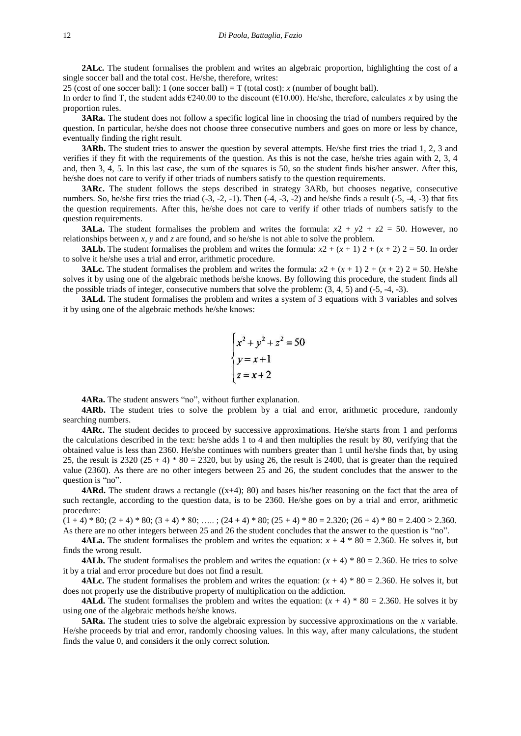**2ALc.** The student formalises the problem and writes an algebraic proportion, highlighting the cost of a single soccer ball and the total cost. He/she, therefore, writes:

25 (cost of one soccer ball): 1 (one soccer ball) = T (total cost): $x$ (number of bought ball).

In order to find T, the student adds €240.00 to the discount (€10.00). He/she, therefore, calculates $x$ by using the proportion rules.

**3ARa.** The student does not follow a specific logical line in choosing the triad of numbers required by the question. In particular, he/she does not choose three consecutive numbers and goes on more or less by chance, eventually finding the right result.

**3ARb.** The student tries to answer the question by several attempts. He/she first tries the triad 1, 2, 3 and verifies if they fit with the requirements of the question. As this is not the case, he/she tries again with 2, 3, 4 and, then 3, 4, 5. In this last case, the sum of the squares is 50, so the student finds his/her answer. After this, he/she does not care to verify if other triads of numbers satisfy to the question requirements.

**3ARc.** The student follows the steps described in strategy 3ARb, but chooses negative, consecutive numbers. So, he/she first tries the triad (-3, -2, -1). Then (-4, -3, -2) and he/she finds a result (-5, -4, -3) that fits the question requirements. After this, he/she does not care to verify if other triads of numbers satisfy to the question requirements.

**3ALa.** The student formalises the problem and writes the formula: $x2 + y2 + z2 = 50$. However, no relationships between $x$, $y$ and $z$ are found, and so he/she is not able to solve the problem.

**3ALb.** The student formalises the problem and writes the formula: $x2 + (x + 1)\ 2 + (x + 2)\ 2 = 50$. In order to solve it he/she uses a trial and error, arithmetic procedure.

**3ALc.** The student formalises the problem and writes the formula: $x2 + (x + 1)\ 2 + (x + 2)\ 2 = 50$. He/she solves it by using one of the algebraic methods he/she knows. By following this procedure, the student finds all the possible triads of integer, consecutive numbers that solve the problem: (3, 4, 5) and (-5, -4, -3).

**3ALd.** The student formalises the problem and writes a system of 3 equations with 3 variables and solves it by using one of the algebraic methods he/she knows:

$$\begin{cases} x^2 + y^2 + z^2 = 50 \\ y = x + 1 \\ z = x + 2 \end{cases}$$

**4ARa.** The student answers "no", without further explanation.

**4ARb.** The student tries to solve the problem by a trial and error, arithmetic procedure, randomly searching numbers.

**4ARc.** The student decides to proceed by successive approximations. He/she starts from 1 and performs the calculations described in the text: he/she adds 1 to 4 and then multiplies the result by 80, verifying that the obtained value is less than 2360. He/she continues with numbers greater than 1 until he/she finds that, by using 25, the result is 2320 (25 + 4) * 80 = 2320, but by using 26, the result is 2400, that is greater than the required value (2360). As there are no other integers between 25 and 26, the student concludes that the answer to the question is "no".

**4ARd.** The student draws a rectangle ((x+4); 80) and bases his/her reasoning on the fact that the area of such rectangle, according to the question data, is to be 2360. He/she goes on by a trial and error, arithmetic procedure:

(1 + 4) * 80; (2 + 4) * 80; (3 + 4) * 80; ….. ; (24 + 4) * 80; (25 + 4) * 80 = 2.320; (26 + 4) * 80 = 2.400 > 2.360. As there are no other integers between 25 and 26 the student concludes that the answer to the question is "no".

**4ALa.** The student formalises the problem and writes the equation: $x + 4 * 80 = 2.360$. He solves it, but finds the wrong result.

**4ALb.** The student formalises the problem and writes the equation: $(x + 4) * 80 = 2.360$. He tries to solve it by a trial and error procedure but does not find a result.

**4ALc.** The student formalises the problem and writes the equation: $(x + 4) * 80 = 2.360$. He solves it, but does not properly use the distributive property of multiplication on the addiction.

**4ALd.** The student formalises the problem and writes the equation: $(x + 4) * 80 = 2.360$. He solves it by using one of the algebraic methods he/she knows.

**5ARa.** The student tries to solve the algebraic expression by successive approximations on the $x$ variable. He/she proceeds by trial and error, randomly choosing values. In this way, after many calculations, the student finds the value 0, and considers it the only correct solution.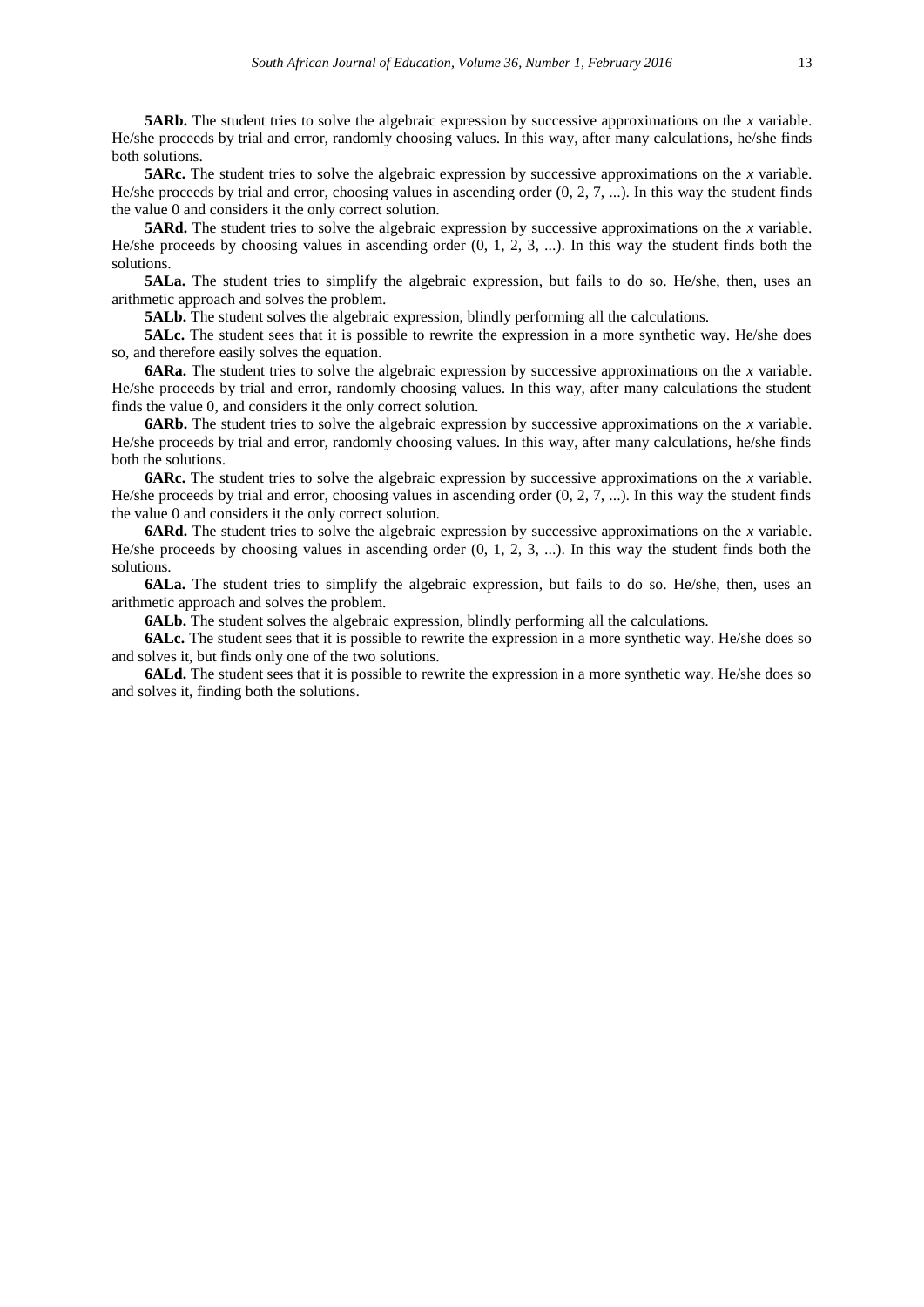**5ARb.** The student tries to solve the algebraic expression by successive approximations on the *x* variable. He/she proceeds by trial and error, randomly choosing values. In this way, after many calculations, he/she finds both solutions.

**5ARc.** The student tries to solve the algebraic expression by successive approximations on the *x* variable. He/she proceeds by trial and error, choosing values in ascending order (0, 2, 7, ...). In this way the student finds the value 0 and considers it the only correct solution.

**5ARd.** The student tries to solve the algebraic expression by successive approximations on the *x* variable. He/she proceeds by choosing values in ascending order (0, 1, 2, 3, ...). In this way the student finds both the solutions.

**5ALa.** The student tries to simplify the algebraic expression, but fails to do so. He/she, then, uses an arithmetic approach and solves the problem.

**5ALb.** The student solves the algebraic expression, blindly performing all the calculations.

**5ALc.** The student sees that it is possible to rewrite the expression in a more synthetic way. He/she does so, and therefore easily solves the equation.

**6ARa.** The student tries to solve the algebraic expression by successive approximations on the *x* variable. He/she proceeds by trial and error, randomly choosing values. In this way, after many calculations the student finds the value 0, and considers it the only correct solution.

**6ARb.** The student tries to solve the algebraic expression by successive approximations on the *x* variable. He/she proceeds by trial and error, randomly choosing values. In this way, after many calculations, he/she finds both the solutions.

**6ARc.** The student tries to solve the algebraic expression by successive approximations on the *x* variable. He/she proceeds by trial and error, choosing values in ascending order (0, 2, 7, ...). In this way the student finds the value 0 and considers it the only correct solution.

**6ARd.** The student tries to solve the algebraic expression by successive approximations on the *x* variable. He/she proceeds by choosing values in ascending order (0, 1, 2, 3, ...). In this way the student finds both the solutions.

**6ALa.** The student tries to simplify the algebraic expression, but fails to do so. He/she, then, uses an arithmetic approach and solves the problem.

**6ALb.** The student solves the algebraic expression, blindly performing all the calculations.

**6ALc.** The student sees that it is possible to rewrite the expression in a more synthetic way. He/she does so and solves it, but finds only one of the two solutions.

**6ALd.** The student sees that it is possible to rewrite the expression in a more synthetic way. He/she does so and solves it, finding both the solutions.